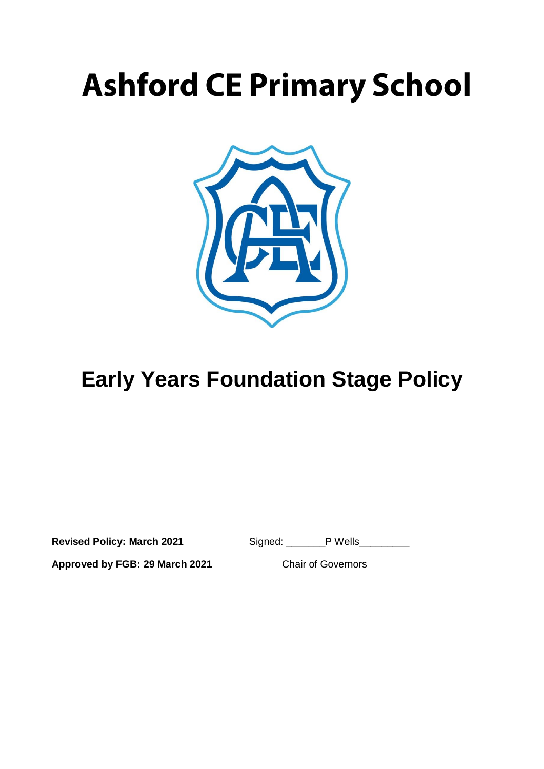# Ashford CE Primary School

# Early Years Foundation Stage Policy

**Revised Policy: March 2021** Signed: _______P Wells_________

**Approved by FGB: 29 March 2021** Chair of Governors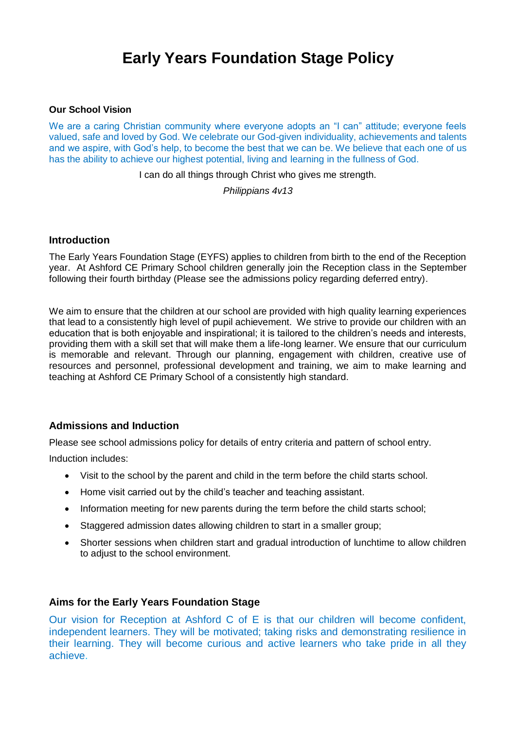# Early Years Foundation Stage Policy

**Our School Vision**

We are a caring Christian community where everyone adopts an "I can" attitude; everyone feels valued, safe and loved by God. We celebrate our God-given individuality, achievements and talents and we aspire, with God's help, to become the best that we can be. We believe that each one of us has the ability to achieve our highest potential, living and learning in the fullness of God.

I can do all things through Christ who gives me strength.

*Philippians 4v13*

### Introduction

The Early Years Foundation Stage (EYFS) applies to children from birth to the end of the Reception year. At Ashford CE Primary School children generally join the Reception class in the September following their fourth birthday (Please see the admissions policy regarding deferred entry).

We aim to ensure that the children at our school are provided with high quality learning experiences that lead to a consistently high level of pupil achievement. We strive to provide our children with an education that is both enjoyable and inspirational; it is tailored to the children's needs and interests, providing them with a skill set that will make them a life-long learner. We ensure that our curriculum is memorable and relevant. Through our planning, engagement with children, creative use of resources and personnel, professional development and training, we aim to make learning and teaching at Ashford CE Primary School of a consistently high standard.

### Admissions and Induction

Please see school admissions policy for details of entry criteria and pattern of school entry.

Induction includes:

- Visit to the school by the parent and child in the term before the child starts school.
- Home visit carried out by the child's teacher and teaching assistant.
- Information meeting for new parents during the term before the child starts school;
- Staggered admission dates allowing children to start in a smaller group;
- Shorter sessions when children start and gradual introduction of lunchtime to allow children to adjust to the school environment.

### Aims for the Early Years Foundation Stage

Our vision for Reception at Ashford C of E is that our children will become confident, independent learners. They will be motivated; taking risks and demonstrating resilience in their learning. They will become curious and active learners who take pride in all they achieve.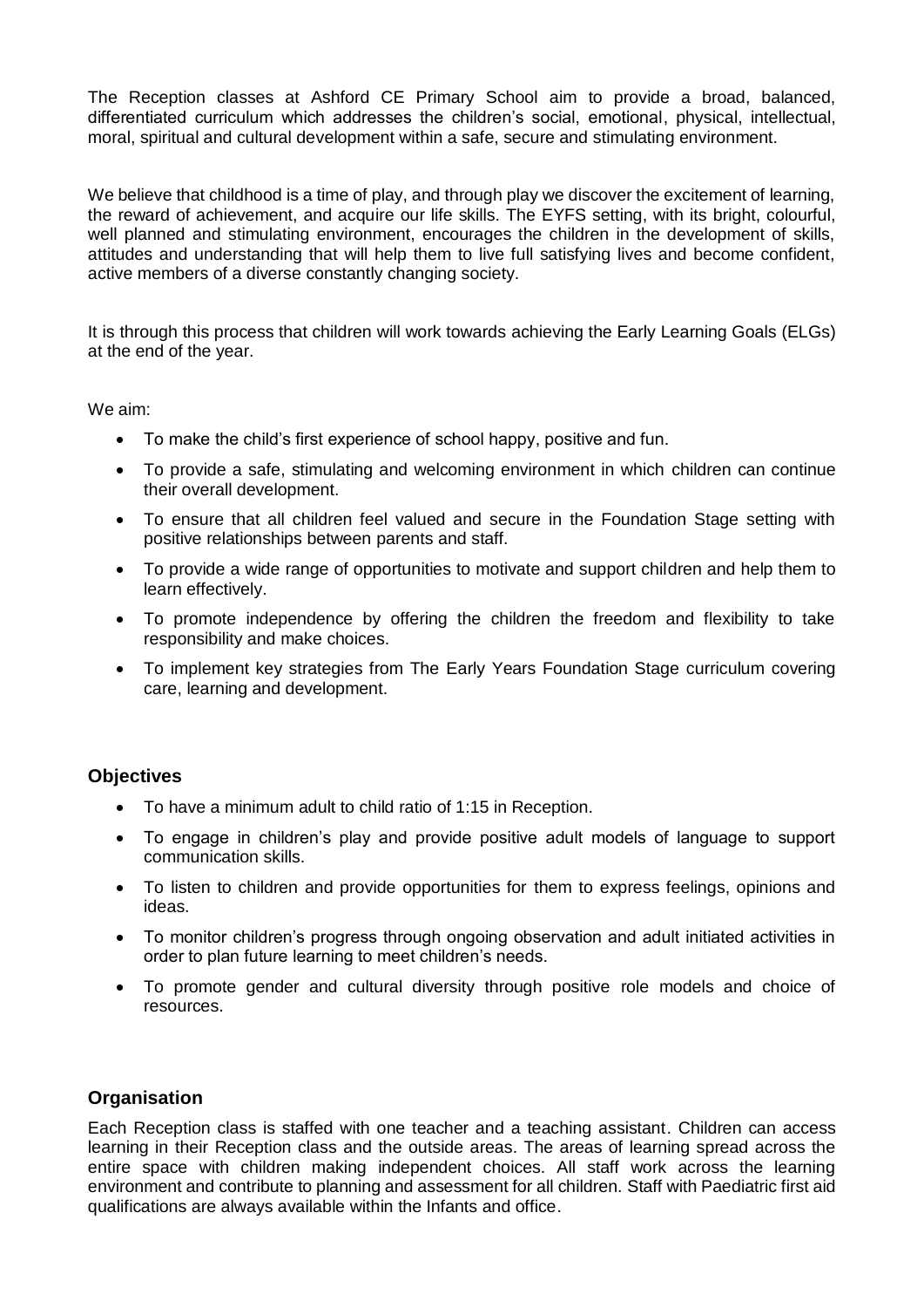The Reception classes at Ashford CE Primary School aim to provide a broad, balanced, differentiated curriculum which addresses the children's social, emotional, physical, intellectual, moral, spiritual and cultural development within a safe, secure and stimulating environment.

We believe that childhood is a time of play, and through play we discover the excitement of learning, the reward of achievement, and acquire our life skills. The EYFS setting, with its bright, colourful, well planned and stimulating environment, encourages the children in the development of skills, attitudes and understanding that will help them to live full satisfying lives and become confident, active members of a diverse constantly changing society.

It is through this process that children will work towards achieving the Early Learning Goals (ELGs) at the end of the year.

We aim:

- To make the child's first experience of school happy, positive and fun.
- To provide a safe, stimulating and welcoming environment in which children can continue their overall development.
- To ensure that all children feel valued and secure in the Foundation Stage setting with positive relationships between parents and staff.
- To provide a wide range of opportunities to motivate and support children and help them to learn effectively.
- To promote independence by offering the children the freedom and flexibility to take responsibility and make choices.
- To implement key strategies from The Early Years Foundation Stage curriculum covering care, learning and development.

## Objectives

- To have a minimum adult to child ratio of 1:15 in Reception.
- To engage in children's play and provide positive adult models of language to support communication skills.
- To listen to children and provide opportunities for them to express feelings, opinions and ideas.
- To monitor children's progress through ongoing observation and adult initiated activities in order to plan future learning to meet children's needs.
- To promote gender and cultural diversity through positive role models and choice of resources.

## Organisation

Each Reception class is staffed with one teacher and a teaching assistant. Children can access learning in their Reception class and the outside areas. The areas of learning spread across the entire space with children making independent choices. All staff work across the learning environment and contribute to planning and assessment for all children. Staff with Paediatric first aid qualifications are always available within the Infants and office.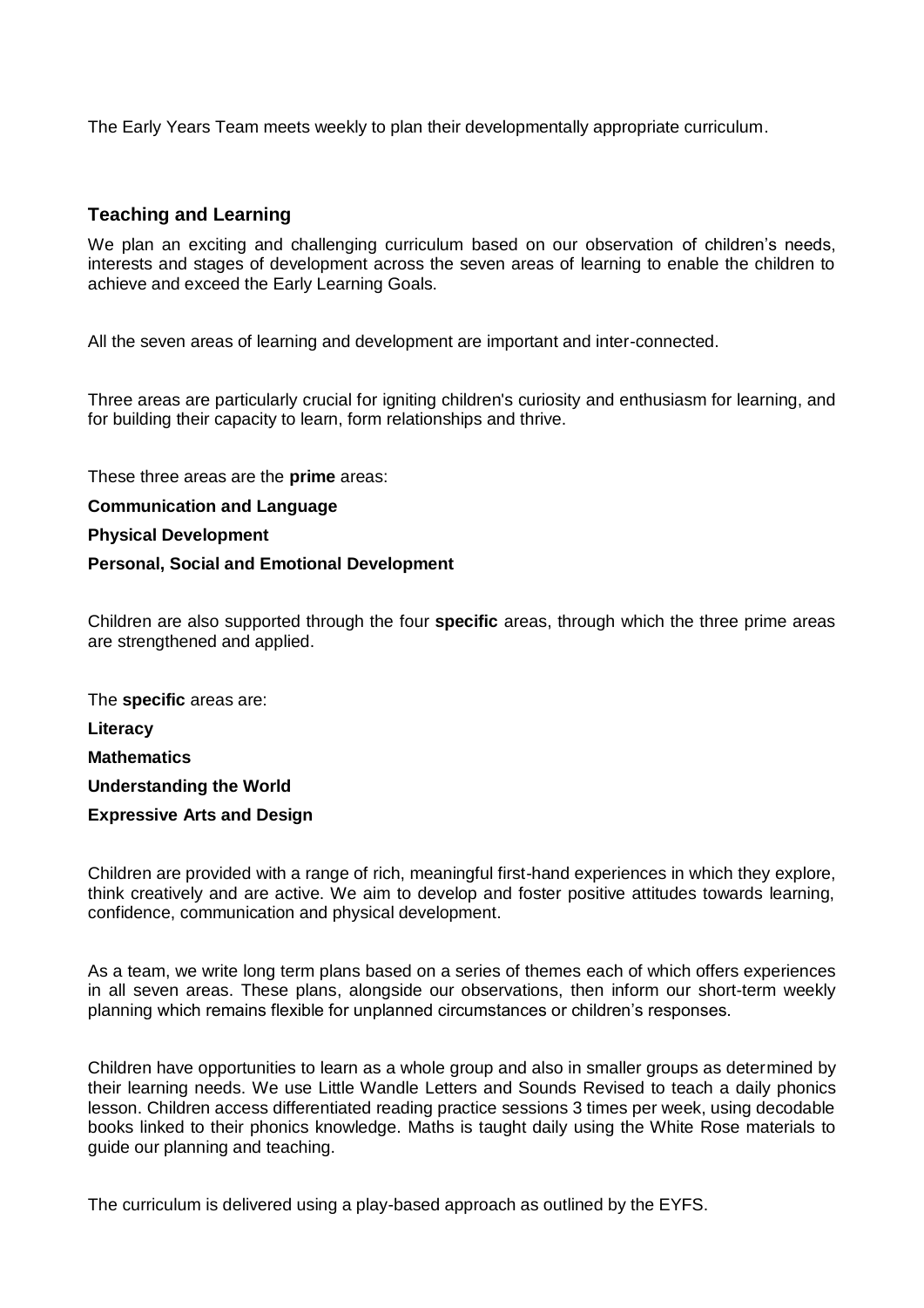The Early Years Team meets weekly to plan their developmentally appropriate curriculum.

## Teaching and Learning

We plan an exciting and challenging curriculum based on our observation of children's needs, interests and stages of development across the seven areas of learning to enable the children to achieve and exceed the Early Learning Goals.

All the seven areas of learning and development are important and inter-connected.

Three areas are particularly crucial for igniting children's curiosity and enthusiasm for learning, and for building their capacity to learn, form relationships and thrive.

These three areas are the **prime** areas:

**Communication and Language**

**Physical Development**

**Personal, Social and Emotional Development**

Children are also supported through the four **specific** areas, through which the three prime areas are strengthened and applied.

The **specific** areas are:

**Literacy**

**Mathematics**

**Understanding the World**

**Expressive Arts and Design**

Children are provided with a range of rich, meaningful first-hand experiences in which they explore, think creatively and are active. We aim to develop and foster positive attitudes towards learning, confidence, communication and physical development.

As a team, we write long term plans based on a series of themes each of which offers experiences in all seven areas. These plans, alongside our observations, then inform our short-term weekly planning which remains flexible for unplanned circumstances or children's responses.

Children have opportunities to learn as a whole group and also in smaller groups as determined by their learning needs. We use Little Wandle Letters and Sounds Revised to teach a daily phonics lesson. Children access differentiated reading practice sessions 3 times per week, using decodable books linked to their phonics knowledge. Maths is taught daily using the White Rose materials to guide our planning and teaching.

The curriculum is delivered using a play-based approach as outlined by the EYFS.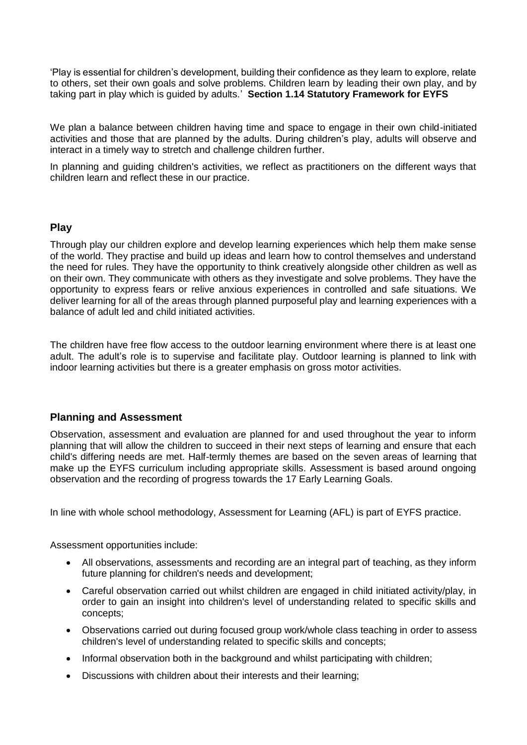'Play is essential for children's development, building their confidence as they learn to explore, relate to others, set their own goals and solve problems. Children learn by leading their own play, and by taking part in play which is guided by adults.' **Section 1.14 Statutory Framework for EYFS**

We plan a balance between children having time and space to engage in their own child-initiated activities and those that are planned by the adults. During children's play, adults will observe and interact in a timely way to stretch and challenge children further.

In planning and guiding children's activities, we reflect as practitioners on the different ways that children learn and reflect these in our practice.

## Play

Through play our children explore and develop learning experiences which help them make sense of the world. They practise and build up ideas and learn how to control themselves and understand the need for rules. They have the opportunity to think creatively alongside other children as well as on their own. They communicate with others as they investigate and solve problems. They have the opportunity to express fears or relive anxious experiences in controlled and safe situations. We deliver learning for all of the areas through planned purposeful play and learning experiences with a balance of adult led and child initiated activities.

The children have free flow access to the outdoor learning environment where there is at least one adult. The adult's role is to supervise and facilitate play. Outdoor learning is planned to link with indoor learning activities but there is a greater emphasis on gross motor activities.

## Planning and Assessment

Observation, assessment and evaluation are planned for and used throughout the year to inform planning that will allow the children to succeed in their next steps of learning and ensure that each child's differing needs are met. Half-termly themes are based on the seven areas of learning that make up the EYFS curriculum including appropriate skills. Assessment is based around ongoing observation and the recording of progress towards the 17 Early Learning Goals.

In line with whole school methodology, Assessment for Learning (AFL) is part of EYFS practice.

Assessment opportunities include:

- All observations, assessments and recording are an integral part of teaching, as they inform future planning for children's needs and development;
- Careful observation carried out whilst children are engaged in child initiated activity/play, in order to gain an insight into children's level of understanding related to specific skills and concepts;
- Observations carried out during focused group work/whole class teaching in order to assess children's level of understanding related to specific skills and concepts;
- Informal observation both in the background and whilst participating with children;
- Discussions with children about their interests and their learning;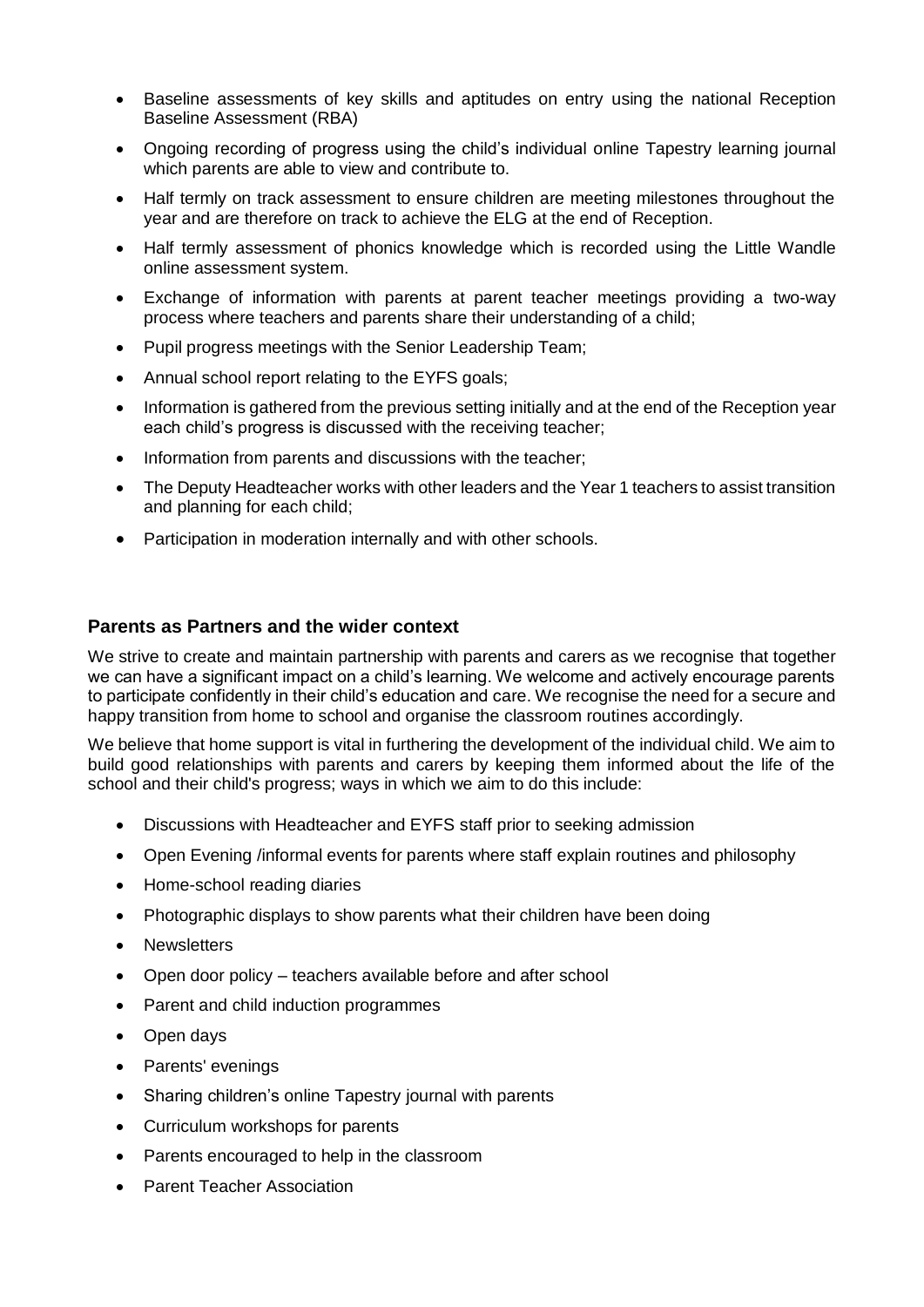- Baseline assessments of key skills and aptitudes on entry using the national Reception Baseline Assessment (RBA)
- Ongoing recording of progress using the child's individual online Tapestry learning journal which parents are able to view and contribute to.
- Half termly on track assessment to ensure children are meeting milestones throughout the year and are therefore on track to achieve the ELG at the end of Reception.
- Half termly assessment of phonics knowledge which is recorded using the Little Wandle online assessment system.
- Exchange of information with parents at parent teacher meetings providing a two-way process where teachers and parents share their understanding of a child;
- Pupil progress meetings with the Senior Leadership Team;
- Annual school report relating to the EYFS goals;
- Information is gathered from the previous setting initially and at the end of the Reception year each child's progress is discussed with the receiving teacher;
- Information from parents and discussions with the teacher;
- The Deputy Headteacher works with other leaders and the Year 1 teachers to assist transition and planning for each child;
- Participation in moderation internally and with other schools.

### Parents as Partners and the wider context

We strive to create and maintain partnership with parents and carers as we recognise that together we can have a significant impact on a child's learning. We welcome and actively encourage parents to participate confidently in their child's education and care. We recognise the need for a secure and happy transition from home to school and organise the classroom routines accordingly.

We believe that home support is vital in furthering the development of the individual child. We aim to build good relationships with parents and carers by keeping them informed about the life of the school and their child's progress; ways in which we aim to do this include:

- Discussions with Headteacher and EYFS staff prior to seeking admission
- Open Evening /informal events for parents where staff explain routines and philosophy
- Home-school reading diaries
- Photographic displays to show parents what their children have been doing
- Newsletters
- Open door policy – teachers available before and after school
- Parent and child induction programmes
- Open days
- Parents' evenings
- Sharing children's online Tapestry journal with parents
- Curriculum workshops for parents
- Parents encouraged to help in the classroom
- Parent Teacher Association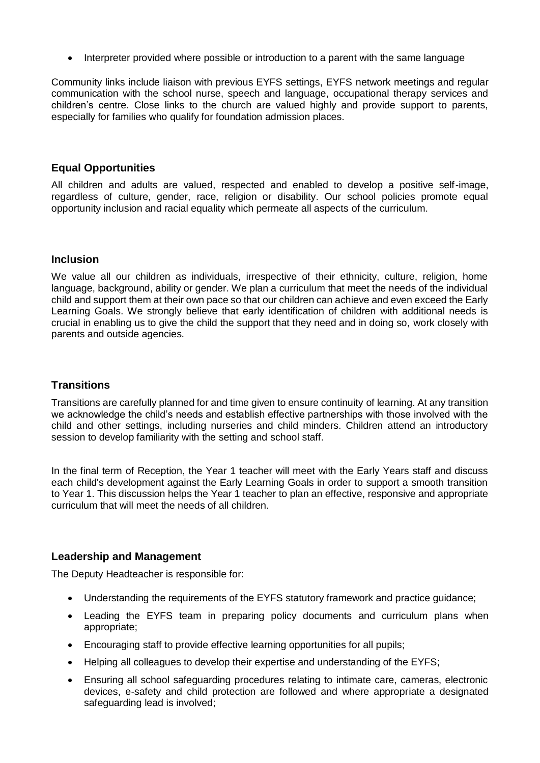- Interpreter provided where possible or introduction to a parent with the same language

Community links include liaison with previous EYFS settings, EYFS network meetings and regular communication with the school nurse, speech and language, occupational therapy services and children's centre. Close links to the church are valued highly and provide support to parents, especially for families who qualify for foundation admission places.

## Equal Opportunities

All children and adults are valued, respected and enabled to develop a positive self-image, regardless of culture, gender, race, religion or disability. Our school policies promote equal opportunity inclusion and racial equality which permeate all aspects of the curriculum.

## Inclusion

We value all our children as individuals, irrespective of their ethnicity, culture, religion, home language, background, ability or gender. We plan a curriculum that meet the needs of the individual child and support them at their own pace so that our children can achieve and even exceed the Early Learning Goals. We strongly believe that early identification of children with additional needs is crucial in enabling us to give the child the support that they need and in doing so, work closely with parents and outside agencies.

## Transitions

Transitions are carefully planned for and time given to ensure continuity of learning. At any transition we acknowledge the child's needs and establish effective partnerships with those involved with the child and other settings, including nurseries and child minders. Children attend an introductory session to develop familiarity with the setting and school staff.

In the final term of Reception, the Year 1 teacher will meet with the Early Years staff and discuss each child's development against the Early Learning Goals in order to support a smooth transition to Year 1. This discussion helps the Year 1 teacher to plan an effective, responsive and appropriate curriculum that will meet the needs of all children.

## Leadership and Management

The Deputy Headteacher is responsible for:

- Understanding the requirements of the EYFS statutory framework and practice guidance;
- Leading the EYFS team in preparing policy documents and curriculum plans when appropriate;
- Encouraging staff to provide effective learning opportunities for all pupils;
- Helping all colleagues to develop their expertise and understanding of the EYFS;
- Ensuring all school safeguarding procedures relating to intimate care, cameras, electronic devices, e-safety and child protection are followed and where appropriate a designated safeguarding lead is involved;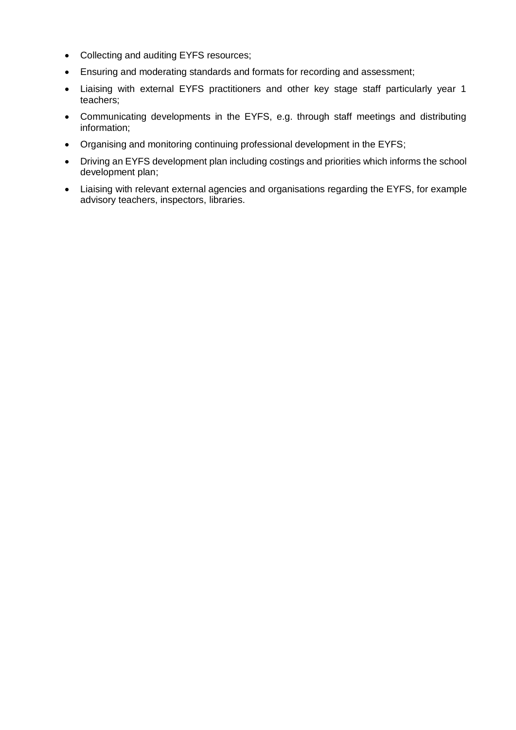- Collecting and auditing EYFS resources;
- Ensuring and moderating standards and formats for recording and assessment;
- Liaising with external EYFS practitioners and other key stage staff particularly year 1 teachers;
- Communicating developments in the EYFS, e.g. through staff meetings and distributing information;
- Organising and monitoring continuing professional development in the EYFS;
- Driving an EYFS development plan including costings and priorities which informs the school development plan;
- Liaising with relevant external agencies and organisations regarding the EYFS, for example advisory teachers, inspectors, libraries.